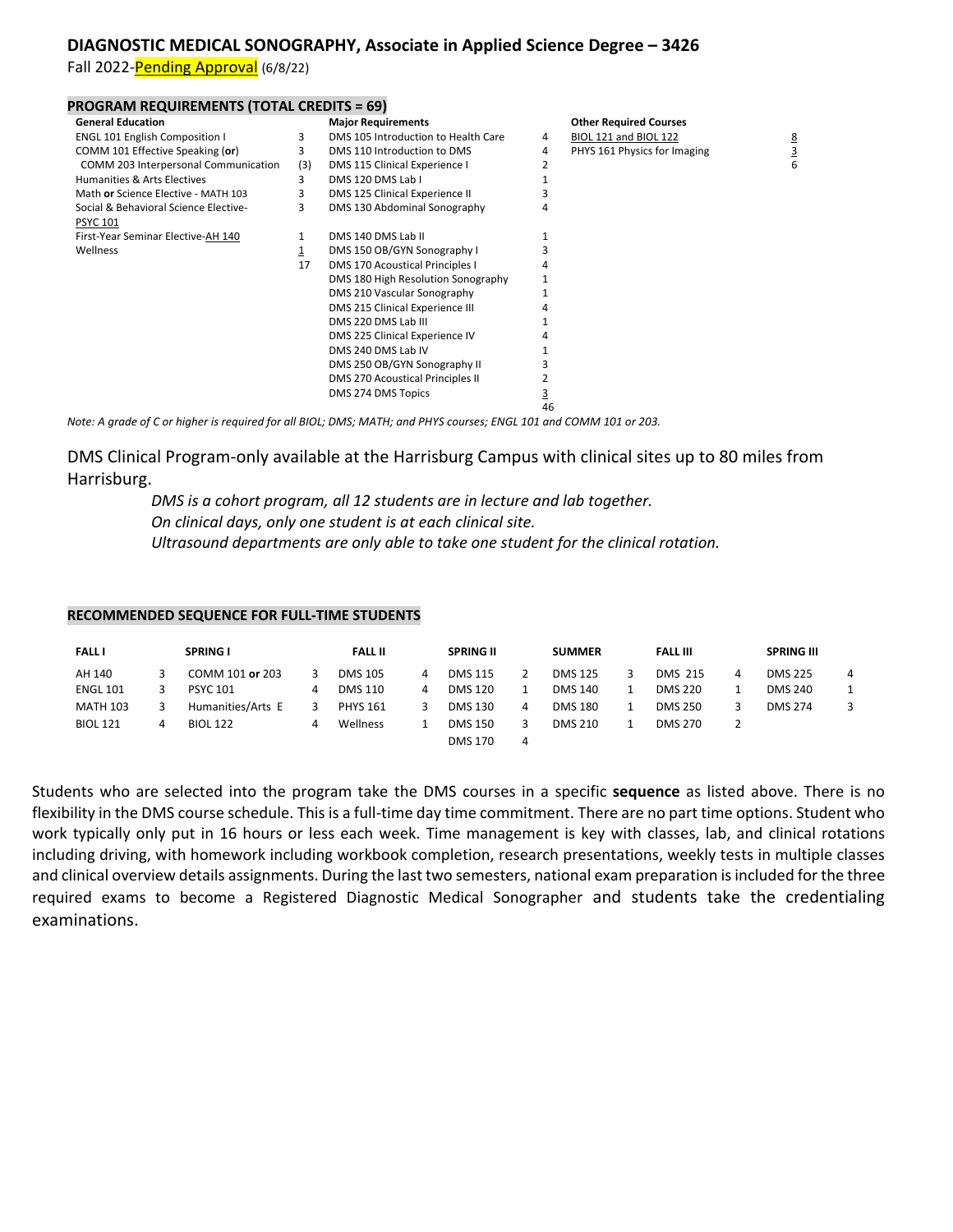## DIAGNOSTIC MEDICAL SONOGRAPHY, Associate in Applied Science Degree – 3426

Fall 2022-Pending Approval (6/8/22)

### PROGRAM REQUIREMENTS (TOTAL CREDITS = 69)

| General Education | | Major Requirements | | Other Required Courses | |
|---|---|---|---|---|---|
| ENGL 101 English Composition I | 3 | DMS 105 Introduction to Health Care | 4 | BIOL 121 and BIOL 122 | 8 |
| COMM 101 Effective Speaking (**or**) | 3 | DMS 110 Introduction to DMS | 4 | PHYS 161 Physics for Imaging | 3 |
| COMM 203 Interpersonal Communication | (3) | DMS 115 Clinical Experience I | 2 | | 6 |
| Humanities & Arts Electives | 3 | DMS 120 DMS Lab I | 1 | | |
| Math **or** Science Elective - MATH 103 | 3 | DMS 125 Clinical Experience II | 3 | | |
| Social & Behavioral Science Elective- PSYC 101 | 3 | DMS 130 Abdominal Sonography | 4 | | |
| First-Year Seminar Elective-AH 140 | 1 | DMS 140 DMS Lab II | 1 | | |
| Wellness | 1 | DMS 150 OB/GYN Sonography I | 3 | | |
| | 17 | DMS 170 Acoustical Principles I | 4 | | |
| | | DMS 180 High Resolution Sonography | 1 | | |
| | | DMS 210 Vascular Sonography | 1 | | |
| | | DMS 215 Clinical Experience III | 4 | | |
| | | DMS 220 DMS Lab III | 1 | | |
| | | DMS 225 Clinical Experience IV | 4 | | |
| | | DMS 240 DMS Lab IV | 1 | | |
| | | DMS 250 OB/GYN Sonography II | 3 | | |
| | | DMS 270 Acoustical Principles II | 2 | | |
| | | DMS 274 DMS Topics | 3 | | |
| | | | 46 | | |

*Note: A grade of C or higher is required for all BIOL; DMS; MATH; and PHYS courses; ENGL 101 and COMM 101 or 203.*

DMS Clinical Program-only available at the Harrisburg Campus with clinical sites up to 80 miles from Harrisburg.

*DMS is a cohort program, all 12 students are in lecture and lab together.*
*On clinical days, only one student is at each clinical site.*
*Ultrasound departments are only able to take one student for the clinical rotation.*

### RECOMMENDED SEQUENCE FOR FULL-TIME STUDENTS

| FALL I | | SPRING I | | FALL II | | SPRING II | | SUMMER | | FALL III | | SPRING III | |
|---|---|---|---|---|---|---|---|---|---|---|---|---|---|
| AH 140 | 3 | COMM 101 **or** 203 | 3 | DMS 105 | 4 | DMS 115 | 2 | DMS 125 | 3 | DMS 215 | 4 | DMS 225 | 4 |
| ENGL 101 | 3 | PSYC 101 | 4 | DMS 110 | 4 | DMS 120 | 1 | DMS 140 | 1 | DMS 220 | 1 | DMS 240 | 1 |
| MATH 103 | 3 | Humanities/Arts E | 3 | PHYS 161 | 3 | DMS 130 | 4 | DMS 180 | 1 | DMS 250 | 3 | DMS 274 | 3 |
| BIOL 121 | 4 | BIOL 122 | 4 | Wellness | 1 | DMS 150 | 3 | DMS 210 | 1 | DMS 270 | 2 | | |
| | | | | | | DMS 170 | 4 | | | | | | |

Students who are selected into the program take the DMS courses in a specific **sequence** as listed above. There is no flexibility in the DMS course schedule. This is a full-time day time commitment. There are no part time options. Student who work typically only put in 16 hours or less each week. Time management is key with classes, lab, and clinical rotations including driving, with homework including workbook completion, research presentations, weekly tests in multiple classes and clinical overview details assignments. During the last two semesters, national exam preparation is included for the three required exams to become a Registered Diagnostic Medical Sonographer and students take the credentialing examinations.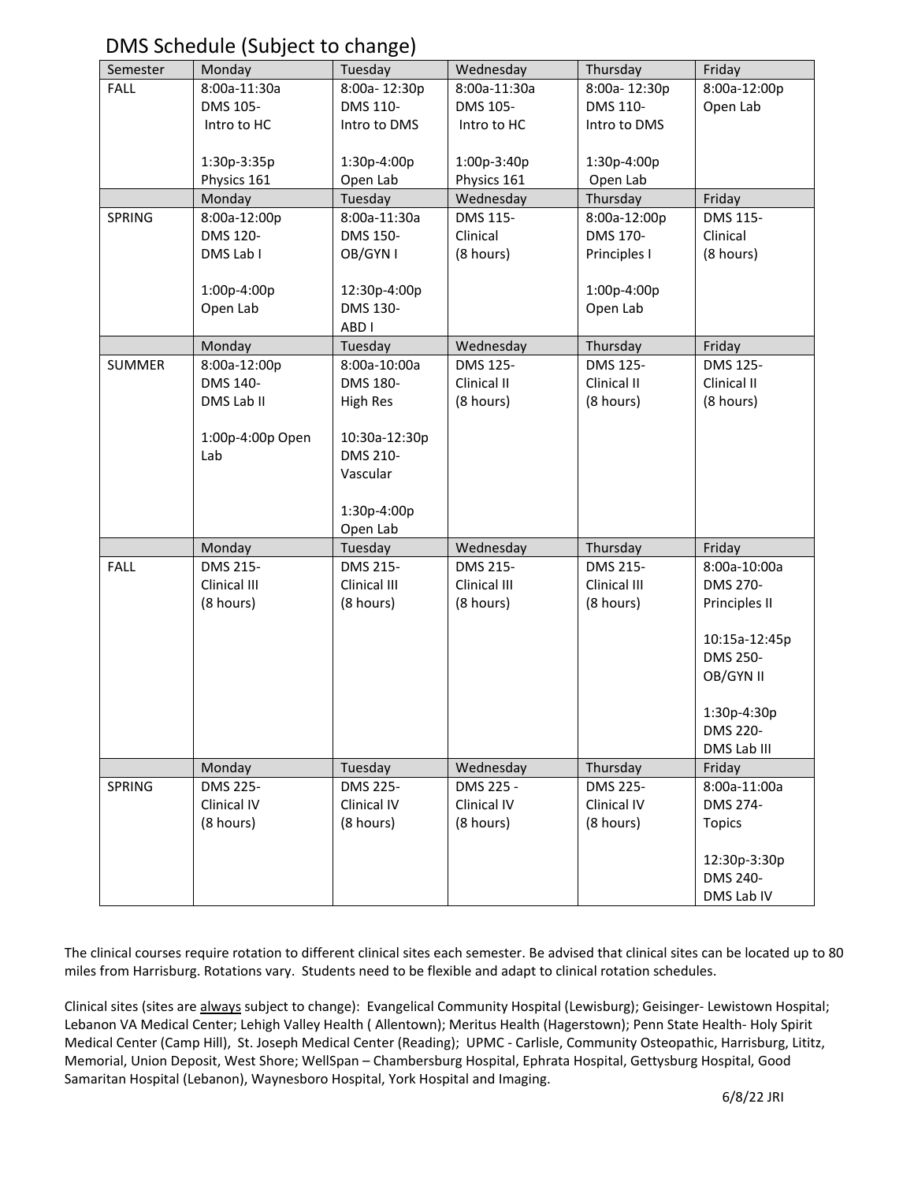# DMS Schedule (Subject to change)

| Semester | Monday | Tuesday | Wednesday | Thursday | Friday |
|---|---|---|---|---|---|
| FALL | 8:00a-11:30a DMS 105- Intro to HC<br><br>1:30p-3:35p Physics 161 | 8:00a- 12:30p DMS 110- Intro to DMS<br><br>1:30p-4:00p Open Lab | 8:00a-11:30a DMS 105- Intro to HC<br><br>1:00p-3:40p Physics 161 | 8:00a- 12:30p DMS 110- Intro to DMS<br><br>1:30p-4:00p Open Lab | 8:00a-12:00p Open Lab |
| | Monday | Tuesday | Wednesday | Thursday | Friday |
| SPRING | 8:00a-12:00p DMS 120- DMS Lab I<br><br>1:00p-4:00p Open Lab | 8:00a-11:30a DMS 150- OB/GYN I<br><br>12:30p-4:00p DMS 130- ABD I | DMS 115- Clinical (8 hours) | 8:00a-12:00p DMS 170- Principles I<br><br>1:00p-4:00p Open Lab | DMS 115- Clinical (8 hours) |
| | Monday | Tuesday | Wednesday | Thursday | Friday |
| SUMMER | 8:00a-12:00p DMS 140- DMS Lab II<br><br>1:00p-4:00p Open Lab | 8:00a-10:00a DMS 180- High Res<br><br>10:30a-12:30p DMS 210- Vascular<br><br>1:30p-4:00p Open Lab | DMS 125- Clinical II (8 hours) | DMS 125- Clinical II (8 hours) | DMS 125- Clinical II (8 hours) |
| | Monday | Tuesday | Wednesday | Thursday | Friday |
| FALL | DMS 215- Clinical III (8 hours) | DMS 215- Clinical III (8 hours) | DMS 215- Clinical III (8 hours) | DMS 215- Clinical III (8 hours) | 8:00a-10:00a DMS 270- Principles II<br><br>10:15a-12:45p DMS 250- OB/GYN II<br><br>1:30p-4:30p DMS 220- DMS Lab III |
| | Monday | Tuesday | Wednesday | Thursday | Friday |
| SPRING | DMS 225- Clinical IV (8 hours) | DMS 225- Clinical IV (8 hours) | DMS 225 - Clinical IV (8 hours) | DMS 225- Clinical IV (8 hours) | 8:00a-11:00a DMS 274- Topics<br><br>12:30p-3:30p DMS 240- DMS Lab IV |

The clinical courses require rotation to different clinical sites each semester. Be advised that clinical sites can be located up to 80 miles from Harrisburg. Rotations vary. Students need to be flexible and adapt to clinical rotation schedules.

Clinical sites (sites are always subject to change): Evangelical Community Hospital (Lewisburg); Geisinger- Lewistown Hospital; Lebanon VA Medical Center; Lehigh Valley Health ( Allentown); Meritus Health (Hagerstown); Penn State Health- Holy Spirit Medical Center (Camp Hill), St. Joseph Medical Center (Reading); UPMC - Carlisle, Community Osteopathic, Harrisburg, Lititz, Memorial, Union Deposit, West Shore; WellSpan – Chambersburg Hospital, Ephrata Hospital, Gettysburg Hospital, Good Samaritan Hospital (Lebanon), Waynesboro Hospital, York Hospital and Imaging.

6/8/22 JRI